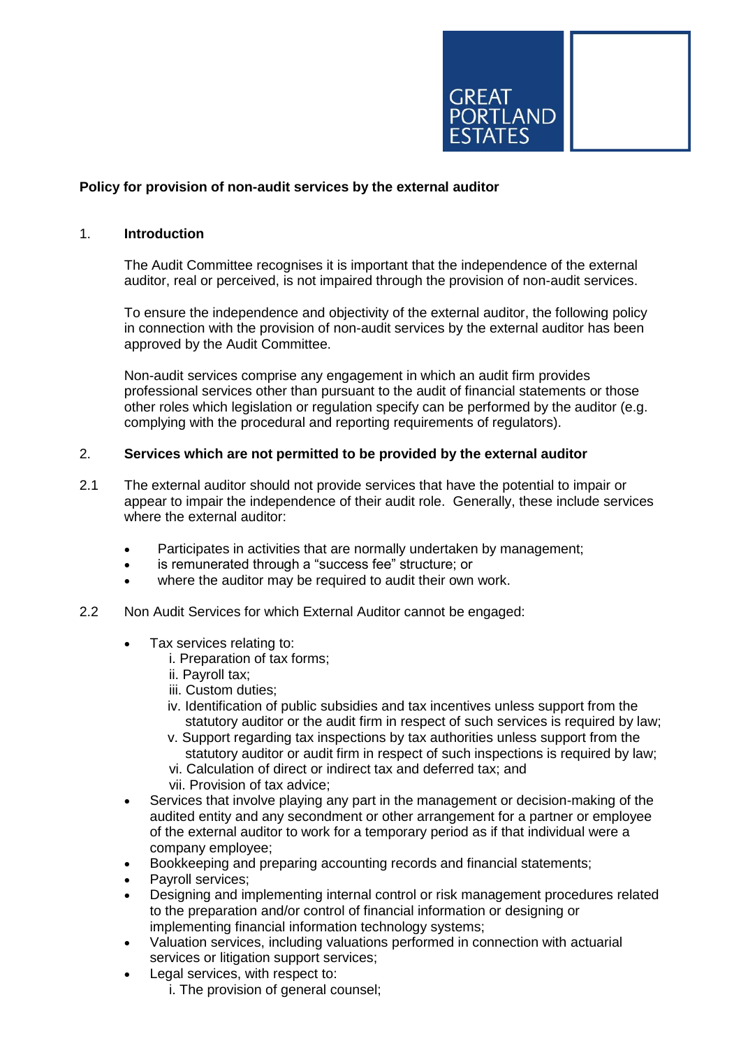GREAT PORTLAND ESTATES

**Policy for provision of non-audit services by the external auditor**

1. **Introduction**

The Audit Committee recognises it is important that the independence of the external auditor, real or perceived, is not impaired through the provision of non-audit services.

To ensure the independence and objectivity of the external auditor, the following policy in connection with the provision of non-audit services by the external auditor has been approved by the Audit Committee.

Non-audit services comprise any engagement in which an audit firm provides professional services other than pursuant to the audit of financial statements or those other roles which legislation or regulation specify can be performed by the auditor (e.g. complying with the procedural and reporting requirements of regulators).

2. **Services which are not permitted to be provided by the external auditor**

2.1 The external auditor should not provide services that have the potential to impair or appear to impair the independence of their audit role. Generally, these include services where the external auditor:

- Participates in activities that are normally undertaken by management;
- is remunerated through a "success fee" structure; or
- where the auditor may be required to audit their own work.

2.2 Non Audit Services for which External Auditor cannot be engaged:

- Tax services relating to:
  - i. Preparation of tax forms;
  - ii. Payroll tax;
  - iii. Custom duties;
  - iv. Identification of public subsidies and tax incentives unless support from the statutory auditor or the audit firm in respect of such services is required by law;
  - v. Support regarding tax inspections by tax authorities unless support from the statutory auditor or audit firm in respect of such inspections is required by law;
  - vi. Calculation of direct or indirect tax and deferred tax; and
  - vii. Provision of tax advice;
- Services that involve playing any part in the management or decision-making of the audited entity and any secondment or other arrangement for a partner or employee of the external auditor to work for a temporary period as if that individual were a company employee;
- Bookkeeping and preparing accounting records and financial statements;
- Payroll services;
- Designing and implementing internal control or risk management procedures related to the preparation and/or control of financial information or designing or implementing financial information technology systems;
- Valuation services, including valuations performed in connection with actuarial services or litigation support services;
- Legal services, with respect to:
  - i. The provision of general counsel;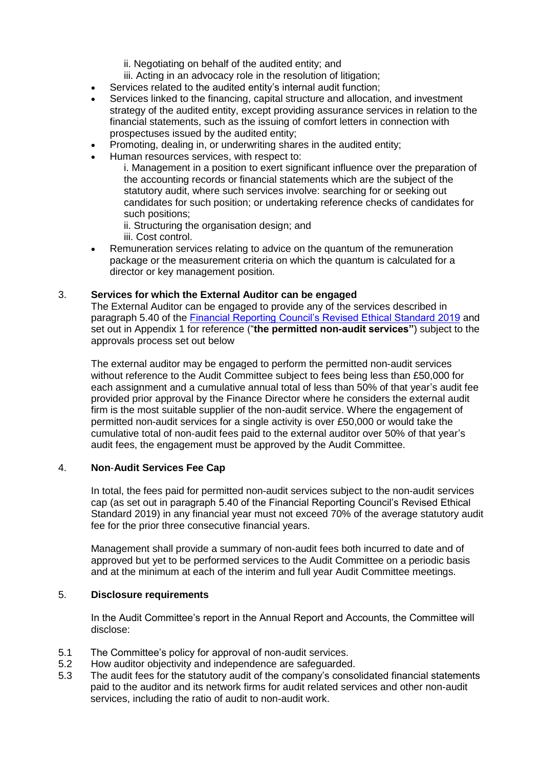ii. Negotiating on behalf of the audited entity; and
    iii. Acting in an advocacy role in the resolution of litigation;
- Services related to the audited entity's internal audit function;
- Services linked to the financing, capital structure and allocation, and investment strategy of the audited entity, except providing assurance services in relation to the financial statements, such as the issuing of comfort letters in connection with prospectuses issued by the audited entity;
- Promoting, dealing in, or underwriting shares in the audited entity;
- Human resources services, with respect to:
    i. Management in a position to exert significant influence over the preparation of the accounting records or financial statements which are the subject of the statutory audit, where such services involve: searching for or seeking out candidates for such position; or undertaking reference checks of candidates for such positions;
    ii. Structuring the organisation design; and
    iii. Cost control.
- Remuneration services relating to advice on the quantum of the remuneration package or the measurement criteria on which the quantum is calculated for a director or key management position.

3. **Services for which the External Auditor can be engaged**

The External Auditor can be engaged to provide any of the services described in paragraph 5.40 of the [Financial Reporting Council's Revised Ethical Standard 2019]() and set out in Appendix 1 for reference ("**the permitted non-audit services"**) subject to the approvals process set out below

The external auditor may be engaged to perform the permitted non-audit services without reference to the Audit Committee subject to fees being less than £50,000 for each assignment and a cumulative annual total of less than 50% of that year's audit fee provided prior approval by the Finance Director where he considers the external audit firm is the most suitable supplier of the non-audit service. Where the engagement of permitted non-audit services for a single activity is over £50,000 or would take the cumulative total of non-audit fees paid to the external auditor over 50% of that year's audit fees, the engagement must be approved by the Audit Committee.

4. **Non-Audit Services Fee Cap**

In total, the fees paid for permitted non-audit services subject to the non-audit services cap (as set out in paragraph 5.40 of the Financial Reporting Council's Revised Ethical Standard 2019) in any financial year must not exceed 70% of the average statutory audit fee for the prior three consecutive financial years.

Management shall provide a summary of non-audit fees both incurred to date and of approved but yet to be performed services to the Audit Committee on a periodic basis and at the minimum at each of the interim and full year Audit Committee meetings.

5. **Disclosure requirements**

In the Audit Committee's report in the Annual Report and Accounts, the Committee will disclose:

5.1 The Committee's policy for approval of non-audit services.
5.2 How auditor objectivity and independence are safeguarded.
5.3 The audit fees for the statutory audit of the company's consolidated financial statements paid to the auditor and its network firms for audit related services and other non-audit services, including the ratio of audit to non-audit work.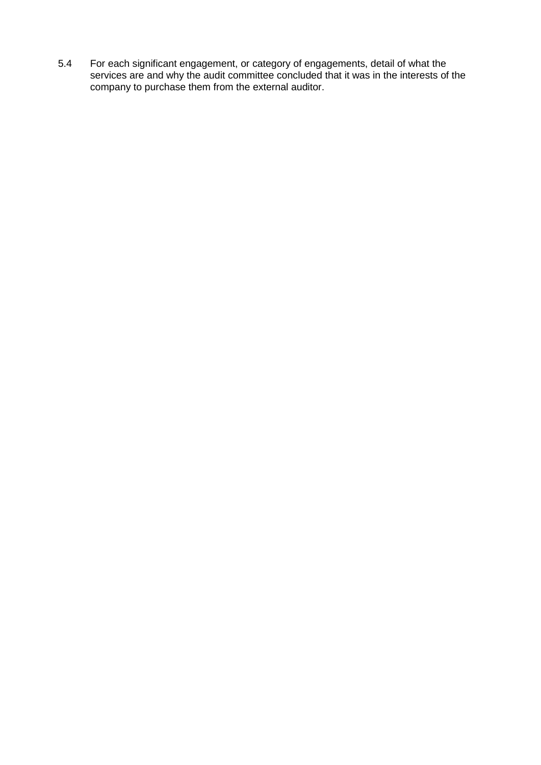5.4 For each significant engagement, or category of engagements, detail of what the services are and why the audit committee concluded that it was in the interests of the company to purchase them from the external auditor.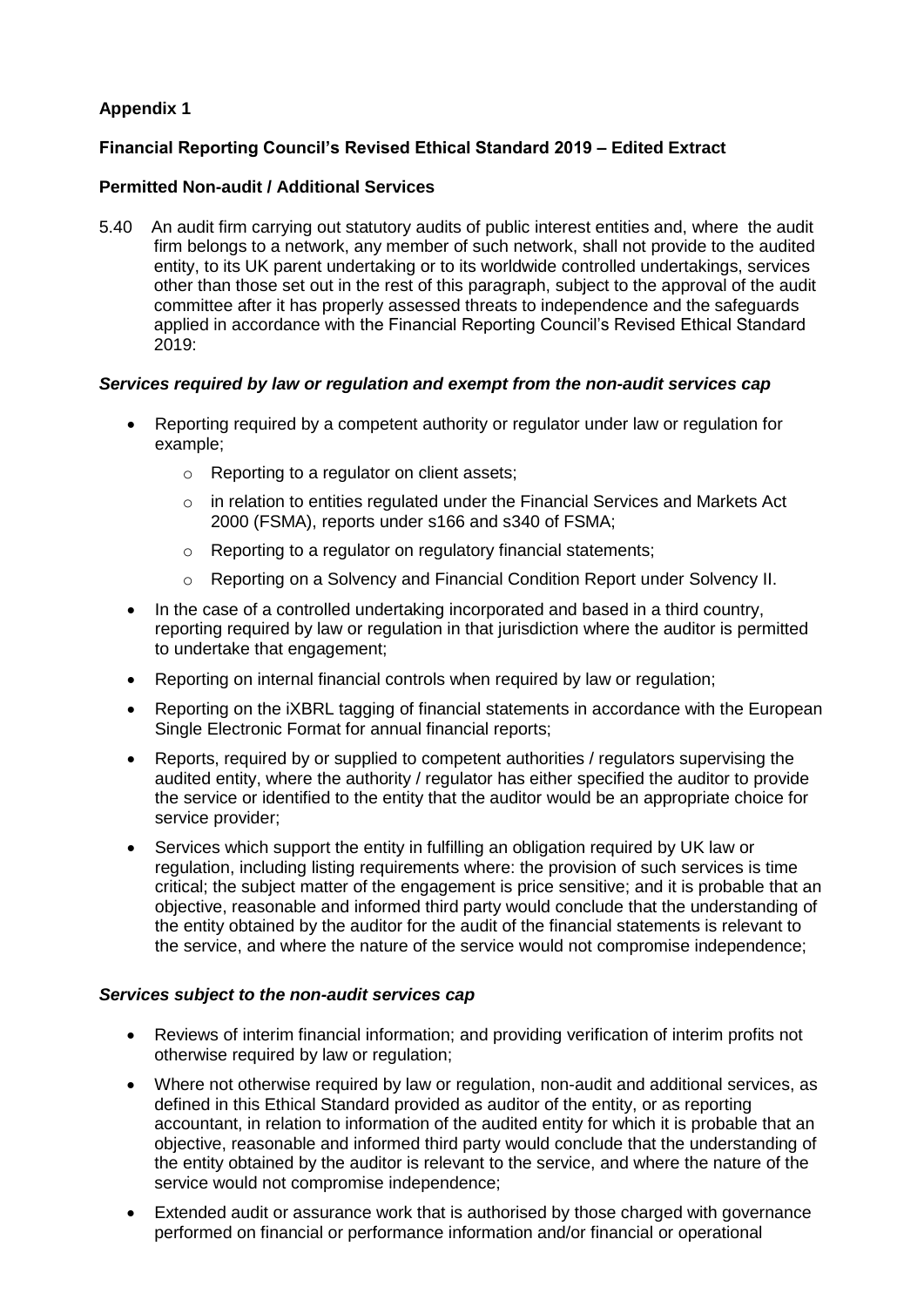**Appendix 1**

**Financial Reporting Council's Revised Ethical Standard 2019 – Edited Extract**

**Permitted Non-audit / Additional Services**

5.40 An audit firm carrying out statutory audits of public interest entities and, where the audit firm belongs to a network, any member of such network, shall not provide to the audited entity, to its UK parent undertaking or to its worldwide controlled undertakings, services other than those set out in the rest of this paragraph, subject to the approval of the audit committee after it has properly assessed threats to independence and the safeguards applied in accordance with the Financial Reporting Council's Revised Ethical Standard 2019:

***Services required by law or regulation and exempt from the non-audit services cap***

- Reporting required by a competent authority or regulator under law or regulation for example;
  - Reporting to a regulator on client assets;
  - in relation to entities regulated under the Financial Services and Markets Act 2000 (FSMA), reports under s166 and s340 of FSMA;
  - Reporting to a regulator on regulatory financial statements;
  - Reporting on a Solvency and Financial Condition Report under Solvency II.
- In the case of a controlled undertaking incorporated and based in a third country, reporting required by law or regulation in that jurisdiction where the auditor is permitted to undertake that engagement;
- Reporting on internal financial controls when required by law or regulation;
- Reporting on the iXBRL tagging of financial statements in accordance with the European Single Electronic Format for annual financial reports;
- Reports, required by or supplied to competent authorities / regulators supervising the audited entity, where the authority / regulator has either specified the auditor to provide the service or identified to the entity that the auditor would be an appropriate choice for service provider;
- Services which support the entity in fulfilling an obligation required by UK law or regulation, including listing requirements where: the provision of such services is time critical; the subject matter of the engagement is price sensitive; and it is probable that an objective, reasonable and informed third party would conclude that the understanding of the entity obtained by the auditor for the audit of the financial statements is relevant to the service, and where the nature of the service would not compromise independence;

***Services subject to the non-audit services cap***

- Reviews of interim financial information; and providing verification of interim profits not otherwise required by law or regulation;
- Where not otherwise required by law or regulation, non-audit and additional services, as defined in this Ethical Standard provided as auditor of the entity, or as reporting accountant, in relation to information of the audited entity for which it is probable that an objective, reasonable and informed third party would conclude that the understanding of the entity obtained by the auditor is relevant to the service, and where the nature of the service would not compromise independence;
- Extended audit or assurance work that is authorised by those charged with governance performed on financial or performance information and/or financial or operational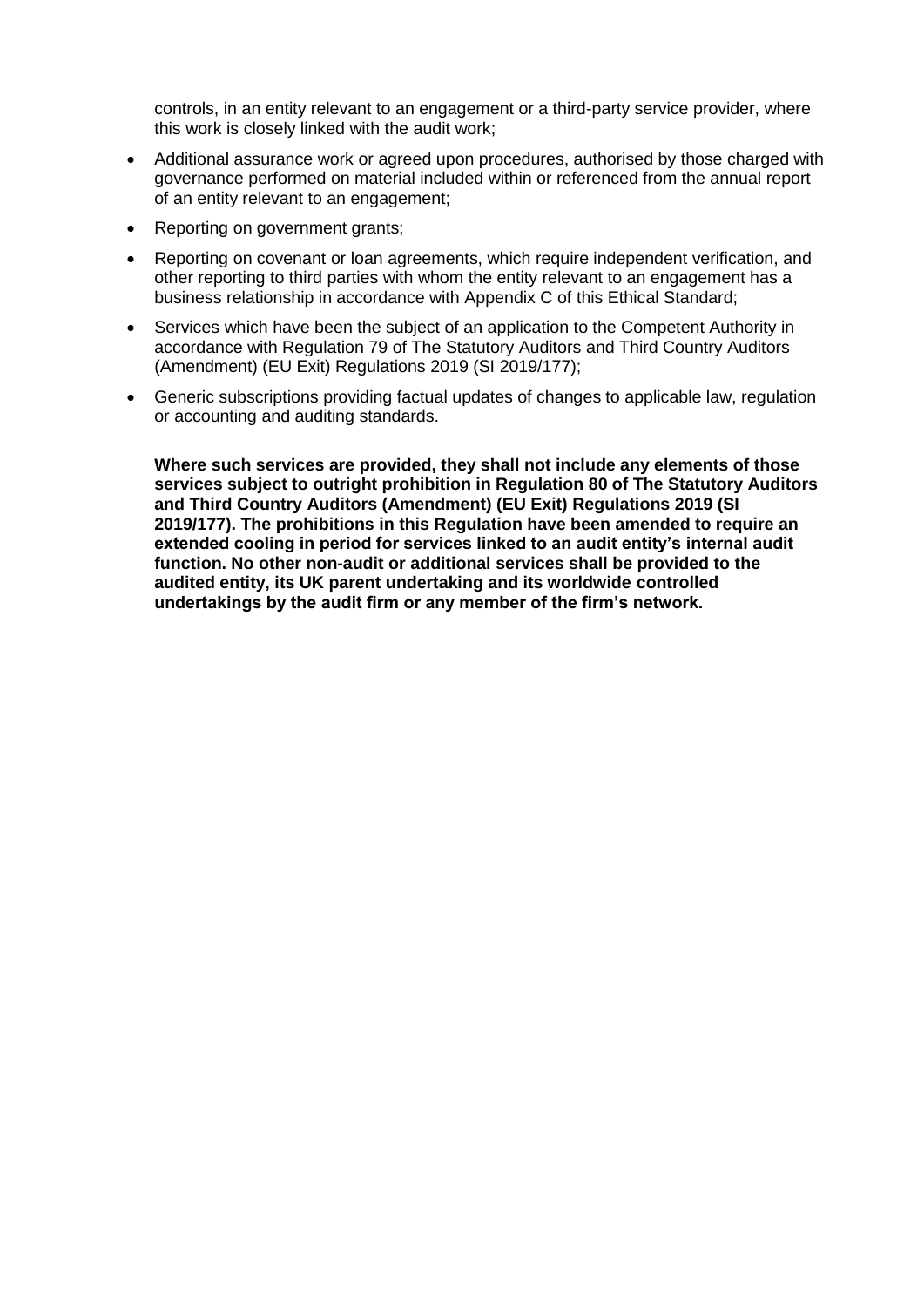controls, in an entity relevant to an engagement or a third-party service provider, where this work is closely linked with the audit work;

- Additional assurance work or agreed upon procedures, authorised by those charged with governance performed on material included within or referenced from the annual report of an entity relevant to an engagement;
- Reporting on government grants;
- Reporting on covenant or loan agreements, which require independent verification, and other reporting to third parties with whom the entity relevant to an engagement has a business relationship in accordance with Appendix C of this Ethical Standard;
- Services which have been the subject of an application to the Competent Authority in accordance with Regulation 79 of The Statutory Auditors and Third Country Auditors (Amendment) (EU Exit) Regulations 2019 (SI 2019/177);
- Generic subscriptions providing factual updates of changes to applicable law, regulation or accounting and auditing standards.

**Where such services are provided, they shall not include any elements of those services subject to outright prohibition in Regulation 80 of The Statutory Auditors and Third Country Auditors (Amendment) (EU Exit) Regulations 2019 (SI 2019/177). The prohibitions in this Regulation have been amended to require an extended cooling in period for services linked to an audit entity's internal audit function. No other non-audit or additional services shall be provided to the audited entity, its UK parent undertaking and its worldwide controlled undertakings by the audit firm or any member of the firm's network.**